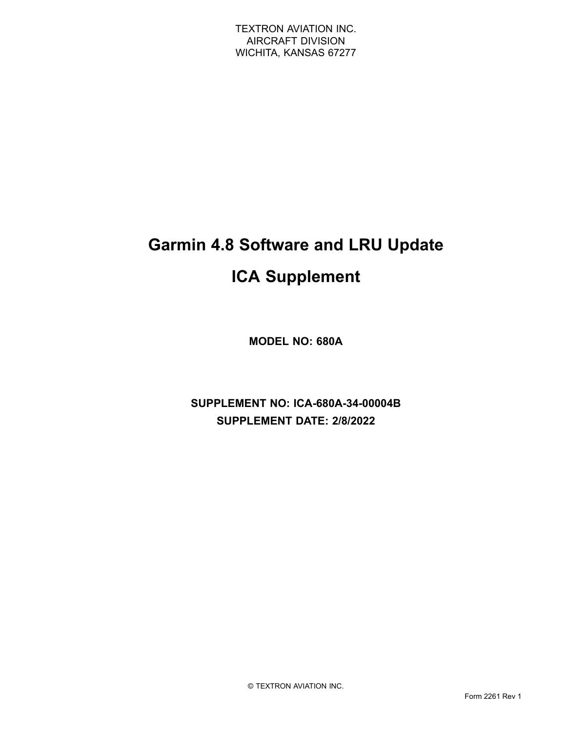TEXTRON AVIATION INC.
AIRCRAFT DIVISION
WICHITA, KANSAS 67277

# Garmin 4.8 Software and LRU Update

# ICA Supplement

**MODEL NO: 680A**

**SUPPLEMENT NO: ICA-680A-34-00004B**

**SUPPLEMENT DATE: 2/8/2022**

© TEXTRON AVIATION INC.

Form 2261 Rev 1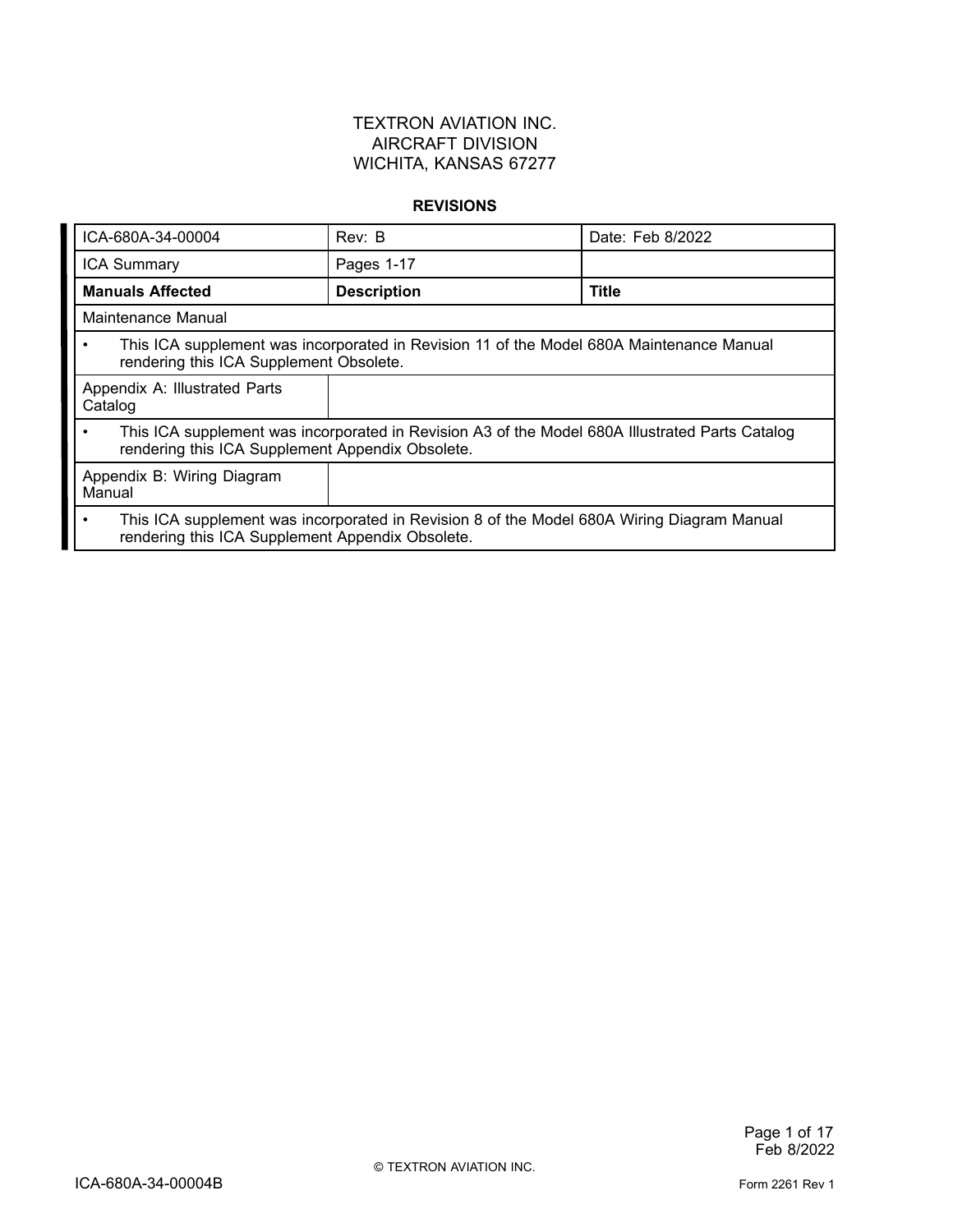TEXTRON AVIATION INC.
AIRCRAFT DIVISION
WICHITA, KANSAS 67277

**REVISIONS**

| ICA-680A-34-00004 | Rev: B | Date: Feb 8/2022 |
|---|---|---|
| ICA Summary | Pages 1-17 | |
| **Manuals Affected** | **Description** | **Title** |
| Maintenance Manual | | |
| • This ICA supplement was incorporated in Revision 11 of the Model 680A Maintenance Manual rendering this ICA Supplement Obsolete. | | |
| Appendix A: Illustrated Parts Catalog | | |
| • This ICA supplement was incorporated in Revision A3 of the Model 680A Illustrated Parts Catalog rendering this ICA Supplement Appendix Obsolete. | | |
| Appendix B: Wiring Diagram Manual | | |
| • This ICA supplement was incorporated in Revision 8 of the Model 680A Wiring Diagram Manual rendering this ICA Supplement Appendix Obsolete. | | |

© TEXTRON AVIATION INC.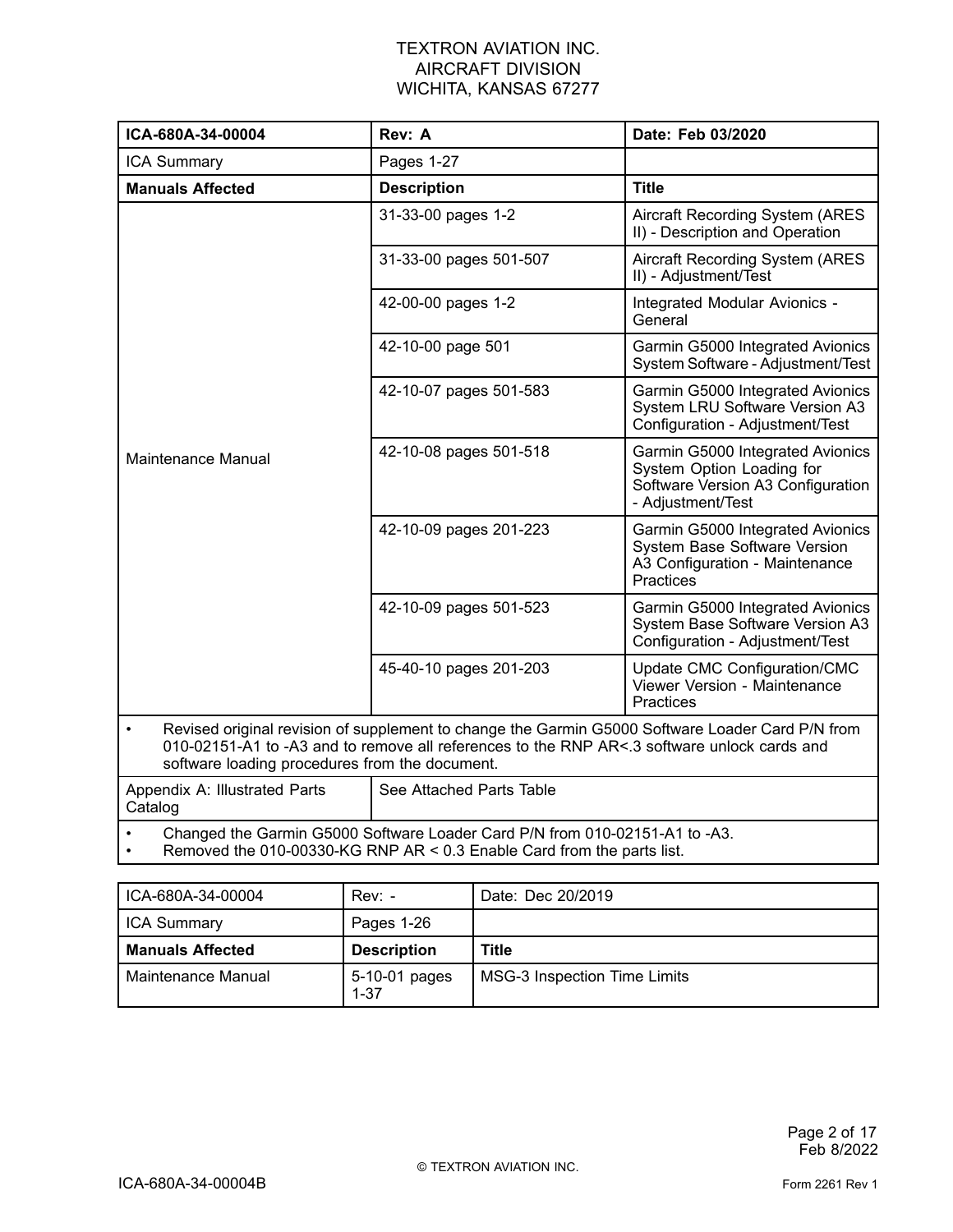TEXTRON AVIATION INC.
AIRCRAFT DIVISION
WICHITA, KANSAS 67277

| ICA-680A-34-00004 | Rev: A | Date: Feb 03/2020 |
|---|---|---|
| ICA Summary | Pages 1-27 | |
| **Manuals Affected** | **Description** | **Title** |
| Maintenance Manual | 31-33-00 pages 1-2 | Aircraft Recording System (ARES II) - Description and Operation |
| | 31-33-00 pages 501-507 | Aircraft Recording System (ARES II) - Adjustment/Test |
| | 42-00-00 pages 1-2 | Integrated Modular Avionics - General |
| | 42-10-00 page 501 | Garmin G5000 Integrated Avionics System Software - Adjustment/Test |
| | 42-10-07 pages 501-583 | Garmin G5000 Integrated Avionics System LRU Software Version A3 Configuration - Adjustment/Test |
| | 42-10-08 pages 501-518 | Garmin G5000 Integrated Avionics System Option Loading for Software Version A3 Configuration - Adjustment/Test |
| | 42-10-09 pages 201-223 | Garmin G5000 Integrated Avionics System Base Software Version A3 Configuration - Maintenance Practices |
| | 42-10-09 pages 501-523 | Garmin G5000 Integrated Avionics System Base Software Version A3 Configuration - Adjustment/Test |
| | 45-40-10 pages 201-203 | Update CMC Configuration/CMC Viewer Version - Maintenance Practices |
| • Revised original revision of supplement to change the Garmin G5000 Software Loader Card P/N from 010-02151-A1 to -A3 and to remove all references to the RNP AR<.3 software unlock cards and software loading procedures from the document. | | |
| Appendix A: Illustrated Parts Catalog | See Attached Parts Table | |
| • Changed the Garmin G5000 Software Loader Card P/N from 010-02151-A1 to -A3.<br>• Removed the 010-00330-KG RNP AR < 0.3 Enable Card from the parts list. | | |

| ICA-680A-34-00004 | Rev: - | Date: Dec 20/2019 |
|---|---|---|
| ICA Summary | Pages 1-26 | |
| **Manuals Affected** | **Description** | **Title** |
| Maintenance Manual | 5-10-01 pages 1-37 | MSG-3 Inspection Time Limits |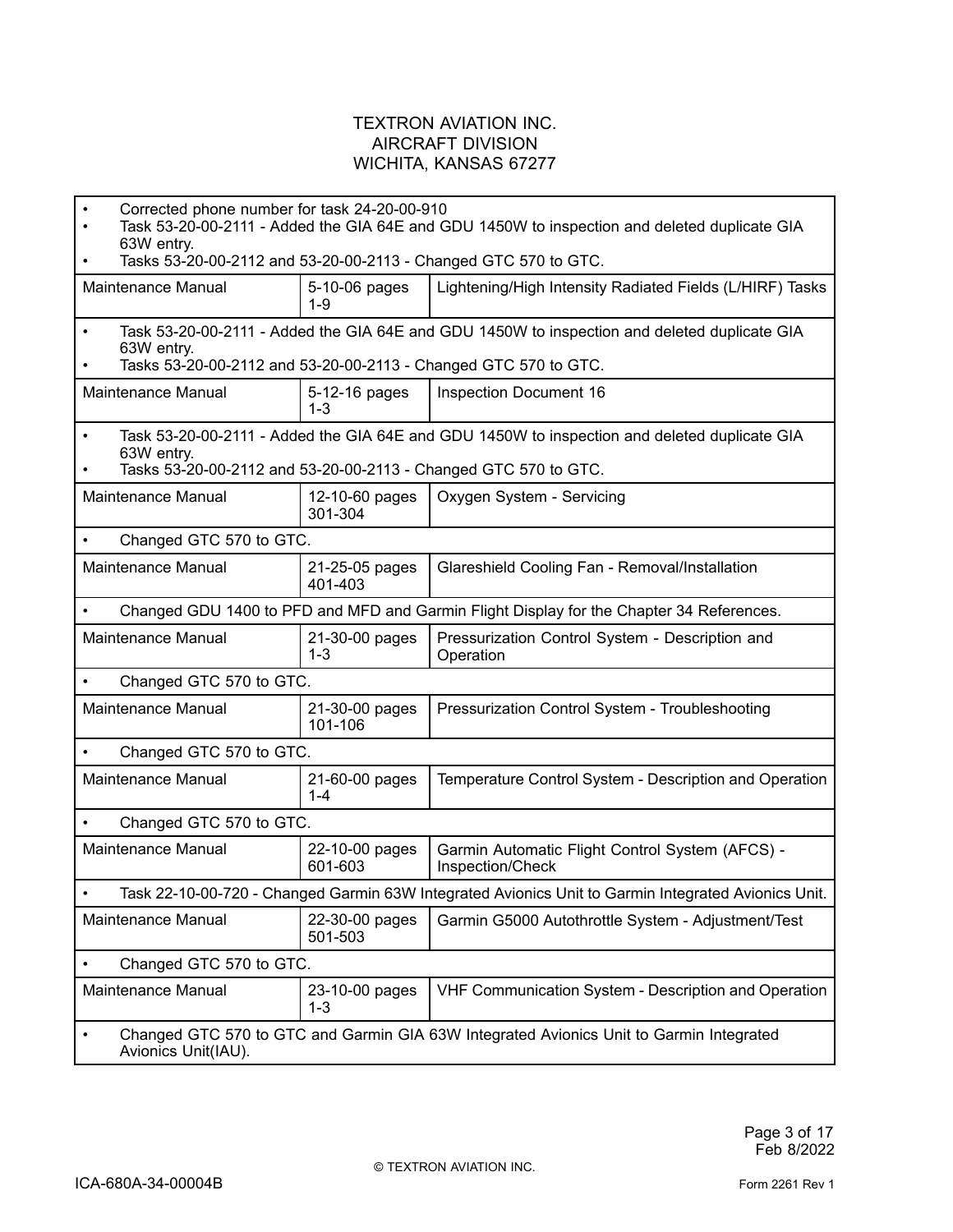TEXTRON AVIATION INC.
AIRCRAFT DIVISION
WICHITA, KANSAS 67277

| | | |
|---|---|---|
| • Corrected phone number for task 24-20-00-910<br>• Task 53-20-00-2111 - Added the GIA 64E and GDU 1450W to inspection and deleted duplicate GIA 63W entry.<br>• Tasks 53-20-00-2112 and 53-20-00-2113 - Changed GTC 570 to GTC. | | |
| Maintenance Manual | 5-10-06 pages 1-9 | Lightening/High Intensity Radiated Fields (L/HIRF) Tasks |
| • Task 53-20-00-2111 - Added the GIA 64E and GDU 1450W to inspection and deleted duplicate GIA 63W entry.<br>• Tasks 53-20-00-2112 and 53-20-00-2113 - Changed GTC 570 to GTC. | | |
| Maintenance Manual | 5-12-16 pages 1-3 | Inspection Document 16 |
| • Task 53-20-00-2111 - Added the GIA 64E and GDU 1450W to inspection and deleted duplicate GIA 63W entry.<br>• Tasks 53-20-00-2112 and 53-20-00-2113 - Changed GTC 570 to GTC. | | |
| Maintenance Manual | 12-10-60 pages 301-304 | Oxygen System - Servicing |
| • Changed GTC 570 to GTC. | | |
| Maintenance Manual | 21-25-05 pages 401-403 | Glareshield Cooling Fan - Removal/Installation |
| • Changed GDU 1400 to PFD and MFD and Garmin Flight Display for the Chapter 34 References. | | |
| Maintenance Manual | 21-30-00 pages 1-3 | Pressurization Control System - Description and Operation |
| • Changed GTC 570 to GTC. | | |
| Maintenance Manual | 21-30-00 pages 101-106 | Pressurization Control System - Troubleshooting |
| • Changed GTC 570 to GTC. | | |
| Maintenance Manual | 21-60-00 pages 1-4 | Temperature Control System - Description and Operation |
| • Changed GTC 570 to GTC. | | |
| Maintenance Manual | 22-10-00 pages 601-603 | Garmin Automatic Flight Control System (AFCS) - Inspection/Check |
| • Task 22-10-00-720 - Changed Garmin 63W Integrated Avionics Unit to Garmin Integrated Avionics Unit. | | |
| Maintenance Manual | 22-30-00 pages 501-503 | Garmin G5000 Autothrottle System - Adjustment/Test |
| • Changed GTC 570 to GTC. | | |
| Maintenance Manual | 23-10-00 pages 1-3 | VHF Communication System - Description and Operation |
| • Changed GTC 570 to GTC and Garmin GIA 63W Integrated Avionics Unit to Garmin Integrated Avionics Unit(IAU). | | |

Feb 8/2022

© TEXTRON AVIATION INC.

ICA-680A-34-00004B

Form 2261 Rev 1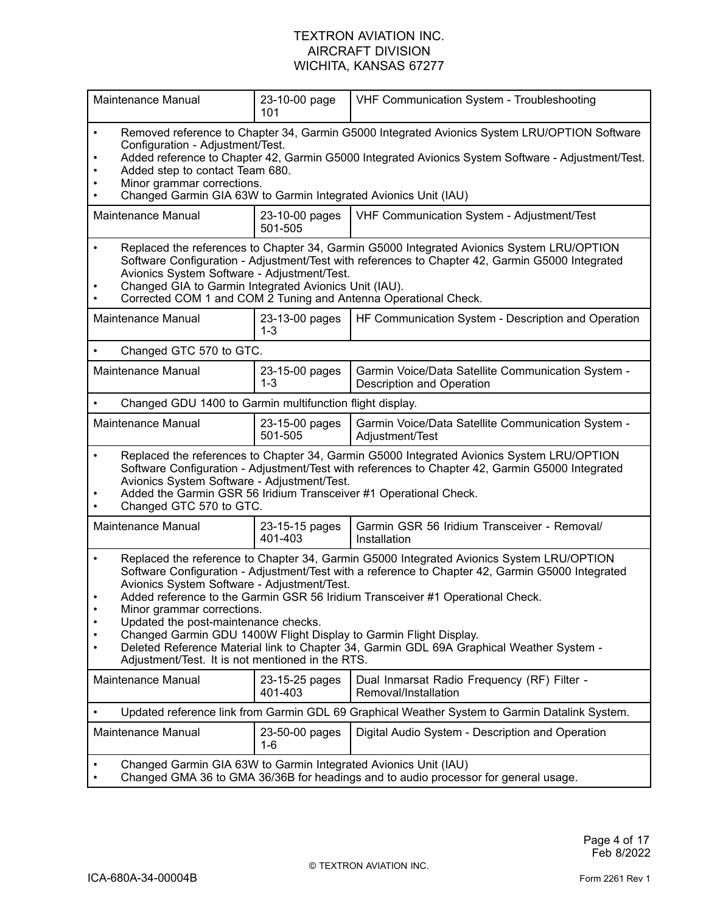| Maintenance Manual | 23-10-00 page 101 | VHF Communication System - Troubleshooting |
|---|---|---|
| • Removed reference to Chapter 34, Garmin G5000 Integrated Avionics System LRU/OPTION Software Configuration - Adjustment/Test.<br>• Added reference to Chapter 42, Garmin G5000 Integrated Avionics System Software - Adjustment/Test.<br>• Added step to contact Team 680.<br>• Minor grammar corrections.<br>• Changed Garmin GIA 63W to Garmin Integrated Avionics Unit (IAU) | | |
| Maintenance Manual | 23-10-00 pages 501-505 | VHF Communication System - Adjustment/Test |
| • Replaced the references to Chapter 34, Garmin G5000 Integrated Avionics System LRU/OPTION Software Configuration - Adjustment/Test with references to Chapter 42, Garmin G5000 Integrated Avionics System Software - Adjustment/Test.<br>• Changed GIA to Garmin Integrated Avionics Unit (IAU).<br>• Corrected COM 1 and COM 2 Tuning and Antenna Operational Check. | | |
| Maintenance Manual | 23-13-00 pages 1-3 | HF Communication System - Description and Operation |
| • Changed GTC 570 to GTC. | | |
| Maintenance Manual | 23-15-00 pages 1-3 | Garmin Voice/Data Satellite Communication System - Description and Operation |
| • Changed GDU 1400 to Garmin multifunction flight display. | | |
| Maintenance Manual | 23-15-00 pages 501-505 | Garmin Voice/Data Satellite Communication System - Adjustment/Test |
| • Replaced the references to Chapter 34, Garmin G5000 Integrated Avionics System LRU/OPTION Software Configuration - Adjustment/Test with references to Chapter 42, Garmin G5000 Integrated Avionics System Software - Adjustment/Test.<br>• Added the Garmin GSR 56 Iridium Transceiver #1 Operational Check.<br>• Changed GTC 570 to GTC. | | |
| Maintenance Manual | 23-15-15 pages 401-403 | Garmin GSR 56 Iridium Transceiver - Removal/Installation |
| • Replaced the reference to Chapter 34, Garmin G5000 Integrated Avionics System LRU/OPTION Software Configuration - Adjustment/Test with a reference to Chapter 42, Garmin G5000 Integrated Avionics System Software - Adjustment/Test.<br>• Added reference to the Garmin GSR 56 Iridium Transceiver #1 Operational Check.<br>• Minor grammar corrections.<br>• Updated the post-maintenance checks.<br>• Changed Garmin GDU 1400W Flight Display to Garmin Flight Display.<br>• Deleted Reference Material link to Chapter 34, Garmin GDL 69A Graphical Weather System - Adjustment/Test. It is not mentioned in the RTS. | | |
| Maintenance Manual | 23-15-25 pages 401-403 | Dual Inmarsat Radio Frequency (RF) Filter - Removal/Installation |
| • Updated reference link from Garmin GDL 69 Graphical Weather System to Garmin Datalink System. | | |
| Maintenance Manual | 23-50-00 pages 1-6 | Digital Audio System - Description and Operation |
| • Changed Garmin GIA 63W to Garmin Integrated Avionics Unit (IAU)<br>• Changed GMA 36 to GMA 36/36B for headings and to audio processor for general usage. | | |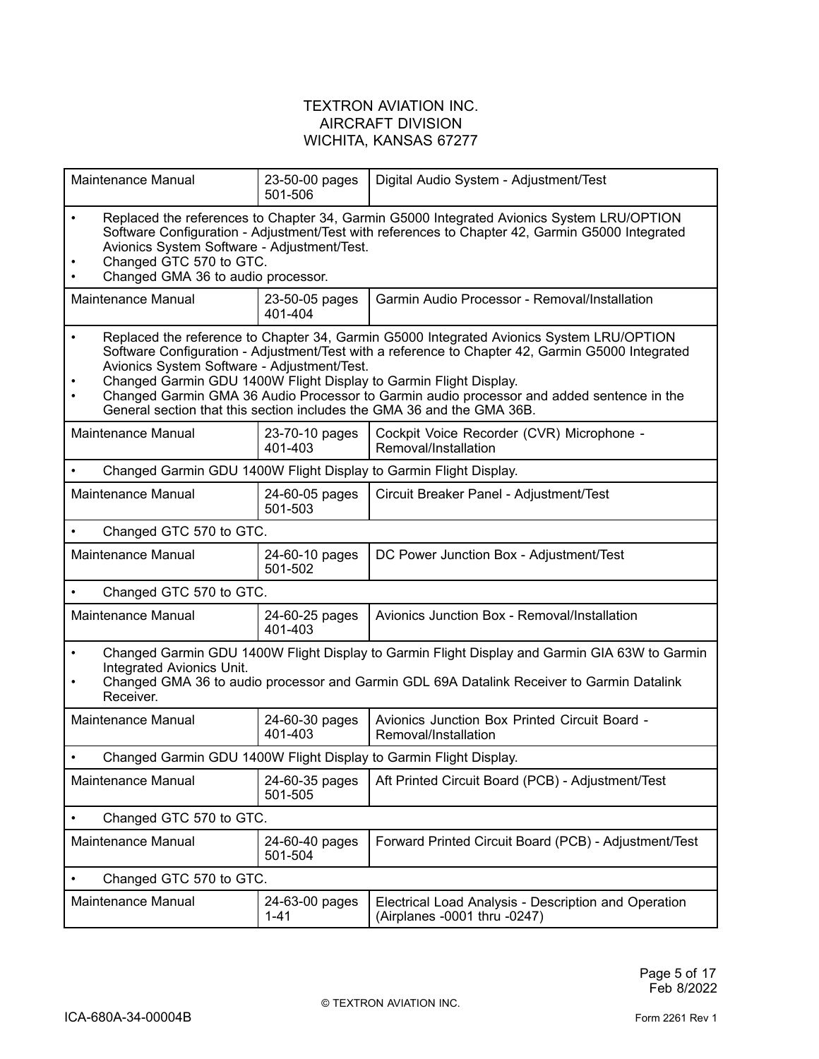TEXTRON AVIATION INC.
AIRCRAFT DIVISION
WICHITA, KANSAS 67277

| | | |
|---|---|---|
| Maintenance Manual | 23-50-00 pages 501-506 | Digital Audio System - Adjustment/Test |
| • Replaced the references to Chapter 34, Garmin G5000 Integrated Avionics System LRU/OPTION Software Configuration - Adjustment/Test with references to Chapter 42, Garmin G5000 Integrated Avionics System Software - Adjustment/Test.<br>• Changed GTC 570 to GTC.<br>• Changed GMA 36 to audio processor. | | |
| Maintenance Manual | 23-50-05 pages 401-404 | Garmin Audio Processor - Removal/Installation |
| • Replaced the reference to Chapter 34, Garmin G5000 Integrated Avionics System LRU/OPTION Software Configuration - Adjustment/Test with a reference to Chapter 42, Garmin G5000 Integrated Avionics System Software - Adjustment/Test.<br>• Changed Garmin GDU 1400W Flight Display to Garmin Flight Display.<br>• Changed Garmin GMA 36 Audio Processor to Garmin audio processor and added sentence in the General section that this section includes the GMA 36 and the GMA 36B. | | |
| Maintenance Manual | 23-70-10 pages 401-403 | Cockpit Voice Recorder (CVR) Microphone - Removal/Installation |
| • Changed Garmin GDU 1400W Flight Display to Garmin Flight Display. | | |
| Maintenance Manual | 24-60-05 pages 501-503 | Circuit Breaker Panel - Adjustment/Test |
| • Changed GTC 570 to GTC. | | |
| Maintenance Manual | 24-60-10 pages 501-502 | DC Power Junction Box - Adjustment/Test |
| • Changed GTC 570 to GTC. | | |
| Maintenance Manual | 24-60-25 pages 401-403 | Avionics Junction Box - Removal/Installation |
| • Changed Garmin GDU 1400W Flight Display to Garmin Flight Display and Garmin GIA 63W to Garmin Integrated Avionics Unit.<br>• Changed GMA 36 to audio processor and Garmin GDL 69A Datalink Receiver to Garmin Datalink Receiver. | | |
| Maintenance Manual | 24-60-30 pages 401-403 | Avionics Junction Box Printed Circuit Board - Removal/Installation |
| • Changed Garmin GDU 1400W Flight Display to Garmin Flight Display. | | |
| Maintenance Manual | 24-60-35 pages 501-505 | Aft Printed Circuit Board (PCB) - Adjustment/Test |
| • Changed GTC 570 to GTC. | | |
| Maintenance Manual | 24-60-40 pages 501-504 | Forward Printed Circuit Board (PCB) - Adjustment/Test |
| • Changed GTC 570 to GTC. | | |
| Maintenance Manual | 24-63-00 pages 1-41 | Electrical Load Analysis - Description and Operation (Airplanes -0001 thru -0247) |

© TEXTRON AVIATION INC.

ICA-680A-34-00004B

Form 2261 Rev 1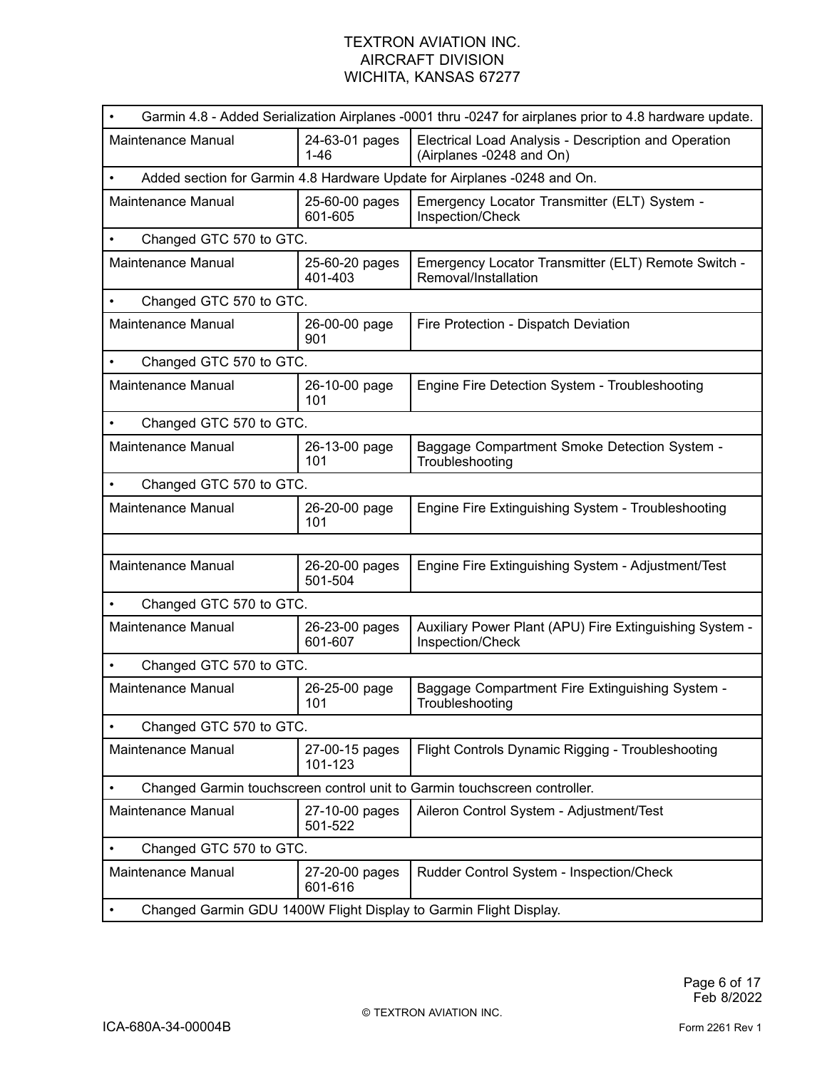| | | |
|---|---|---|
| • Garmin 4.8 - Added Serialization Airplanes -0001 thru -0247 for airplanes prior to 4.8 hardware update. | | |
| Maintenance Manual | 24-63-01 pages 1-46 | Electrical Load Analysis - Description and Operation (Airplanes -0248 and On) |
| • Added section for Garmin 4.8 Hardware Update for Airplanes -0248 and On. | | |
| Maintenance Manual | 25-60-00 pages 601-605 | Emergency Locator Transmitter (ELT) System - Inspection/Check |
| • Changed GTC 570 to GTC. | | |
| Maintenance Manual | 25-60-20 pages 401-403 | Emergency Locator Transmitter (ELT) Remote Switch - Removal/Installation |
| • Changed GTC 570 to GTC. | | |
| Maintenance Manual | 26-00-00 page 901 | Fire Protection - Dispatch Deviation |
| • Changed GTC 570 to GTC. | | |
| Maintenance Manual | 26-10-00 page 101 | Engine Fire Detection System - Troubleshooting |
| • Changed GTC 570 to GTC. | | |
| Maintenance Manual | 26-13-00 page 101 | Baggage Compartment Smoke Detection System - Troubleshooting |
| • Changed GTC 570 to GTC. | | |
| Maintenance Manual | 26-20-00 page 101 | Engine Fire Extinguishing System - Troubleshooting |
| | | |
| Maintenance Manual | 26-20-00 pages 501-504 | Engine Fire Extinguishing System - Adjustment/Test |
| • Changed GTC 570 to GTC. | | |
| Maintenance Manual | 26-23-00 pages 601-607 | Auxiliary Power Plant (APU) Fire Extinguishing System - Inspection/Check |
| • Changed GTC 570 to GTC. | | |
| Maintenance Manual | 26-25-00 page 101 | Baggage Compartment Fire Extinguishing System - Troubleshooting |
| • Changed GTC 570 to GTC. | | |
| Maintenance Manual | 27-00-15 pages 101-123 | Flight Controls Dynamic Rigging - Troubleshooting |
| • Changed Garmin touchscreen control unit to Garmin touchscreen controller. | | |
| Maintenance Manual | 27-10-00 pages 501-522 | Aileron Control System - Adjustment/Test |
| • Changed GTC 570 to GTC. | | |
| Maintenance Manual | 27-20-00 pages 601-616 | Rudder Control System - Inspection/Check |
| • Changed Garmin GDU 1400W Flight Display to Garmin Flight Display. | | |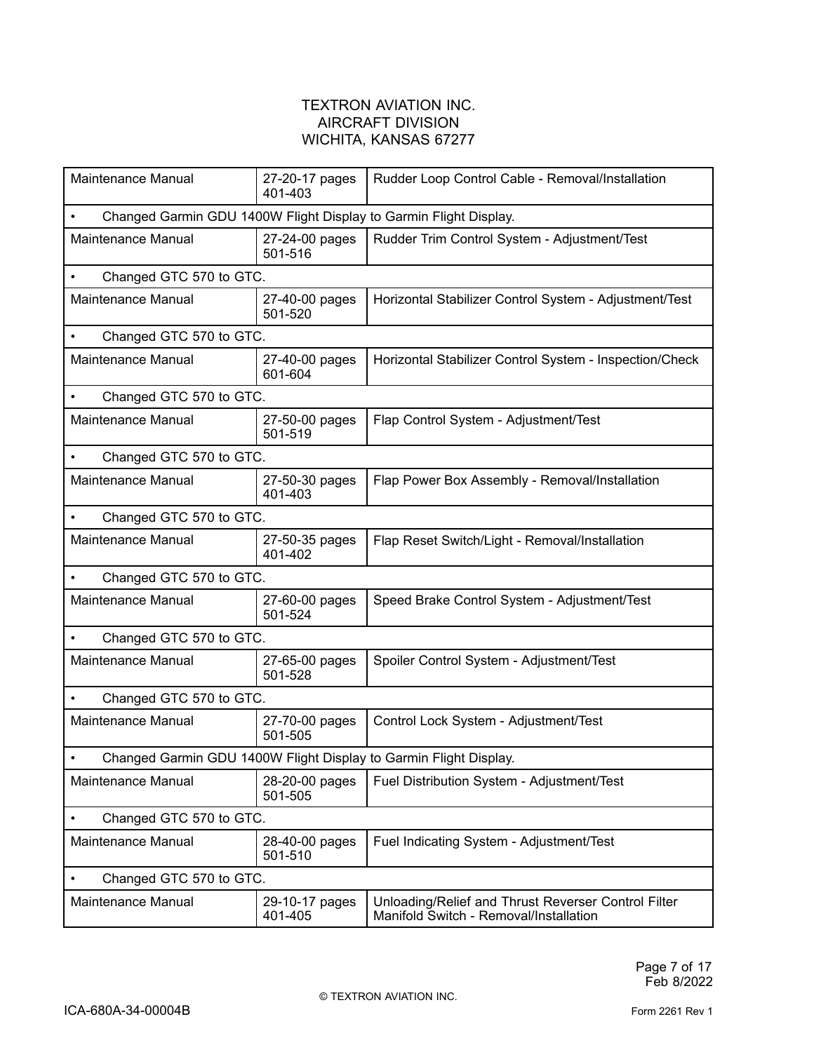TEXTRON AVIATION INC.
AIRCRAFT DIVISION
WICHITA, KANSAS 67277

| | | |
|---|---|---|
| Maintenance Manual | 27-20-17 pages 401-403 | Rudder Loop Control Cable - Removal/Installation |
| • Changed Garmin GDU 1400W Flight Display to Garmin Flight Display. | | |
| Maintenance Manual | 27-24-00 pages 501-516 | Rudder Trim Control System - Adjustment/Test |
| • Changed GTC 570 to GTC. | | |
| Maintenance Manual | 27-40-00 pages 501-520 | Horizontal Stabilizer Control System - Adjustment/Test |
| • Changed GTC 570 to GTC. | | |
| Maintenance Manual | 27-40-00 pages 601-604 | Horizontal Stabilizer Control System - Inspection/Check |
| • Changed GTC 570 to GTC. | | |
| Maintenance Manual | 27-50-00 pages 501-519 | Flap Control System - Adjustment/Test |
| • Changed GTC 570 to GTC. | | |
| Maintenance Manual | 27-50-30 pages 401-403 | Flap Power Box Assembly - Removal/Installation |
| • Changed GTC 570 to GTC. | | |
| Maintenance Manual | 27-50-35 pages 401-402 | Flap Reset Switch/Light - Removal/Installation |
| • Changed GTC 570 to GTC. | | |
| Maintenance Manual | 27-60-00 pages 501-524 | Speed Brake Control System - Adjustment/Test |
| • Changed GTC 570 to GTC. | | |
| Maintenance Manual | 27-65-00 pages 501-528 | Spoiler Control System - Adjustment/Test |
| • Changed GTC 570 to GTC. | | |
| Maintenance Manual | 27-70-00 pages 501-505 | Control Lock System - Adjustment/Test |
| • Changed Garmin GDU 1400W Flight Display to Garmin Flight Display. | | |
| Maintenance Manual | 28-20-00 pages 501-505 | Fuel Distribution System - Adjustment/Test |
| • Changed GTC 570 to GTC. | | |
| Maintenance Manual | 28-40-00 pages 501-510 | Fuel Indicating System - Adjustment/Test |
| • Changed GTC 570 to GTC. | | |
| Maintenance Manual | 29-10-17 pages 401-405 | Unloading/Relief and Thrust Reverser Control Filter Manifold Switch - Removal/Installation |

© TEXTRON AVIATION INC.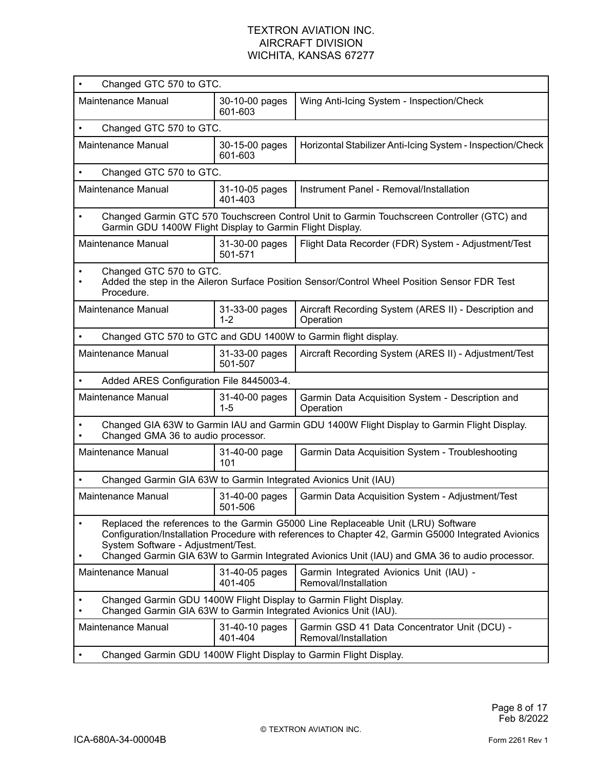| | | |
|---|---|---|
| • Changed GTC 570 to GTC. | | |
| Maintenance Manual | 30-10-00 pages 601-603 | Wing Anti-Icing System - Inspection/Check |
| • Changed GTC 570 to GTC. | | |
| Maintenance Manual | 30-15-00 pages 601-603 | Horizontal Stabilizer Anti-Icing System - Inspection/Check |
| • Changed GTC 570 to GTC. | | |
| Maintenance Manual | 31-10-05 pages 401-403 | Instrument Panel - Removal/Installation |
| • Changed Garmin GTC 570 Touchscreen Control Unit to Garmin Touchscreen Controller (GTC) and Garmin GDU 1400W Flight Display to Garmin Flight Display. | | |
| Maintenance Manual | 31-30-00 pages 501-571 | Flight Data Recorder (FDR) System - Adjustment/Test |
| • Changed GTC 570 to GTC.<br>• Added the step in the Aileron Surface Position Sensor/Control Wheel Position Sensor FDR Test Procedure. | | |
| Maintenance Manual | 31-33-00 pages 1-2 | Aircraft Recording System (ARES II) - Description and Operation |
| • Changed GTC 570 to GTC and GDU 1400W to Garmin flight display. | | |
| Maintenance Manual | 31-33-00 pages 501-507 | Aircraft Recording System (ARES II) - Adjustment/Test |
| • Added ARES Configuration File 8445003-4. | | |
| Maintenance Manual | 31-40-00 pages 1-5 | Garmin Data Acquisition System - Description and Operation |
| • Changed GIA 63W to Garmin IAU and Garmin GDU 1400W Flight Display to Garmin Flight Display.<br>• Changed GMA 36 to audio processor. | | |
| Maintenance Manual | 31-40-00 page 101 | Garmin Data Acquisition System - Troubleshooting |
| • Changed Garmin GIA 63W to Garmin Integrated Avionics Unit (IAU) | | |
| Maintenance Manual | 31-40-00 pages 501-506 | Garmin Data Acquisition System - Adjustment/Test |
| • Replaced the references to the Garmin G5000 Line Replaceable Unit (LRU) Software Configuration/Installation Procedure with references to Chapter 42, Garmin G5000 Integrated Avionics System Software - Adjustment/Test.<br>• Changed Garmin GIA 63W to Garmin Integrated Avionics Unit (IAU) and GMA 36 to audio processor. | | |
| Maintenance Manual | 31-40-05 pages 401-405 | Garmin Integrated Avionics Unit (IAU) - Removal/Installation |
| • Changed Garmin GDU 1400W Flight Display to Garmin Flight Display.<br>• Changed Garmin GIA 63W to Garmin Integrated Avionics Unit (IAU). | | |
| Maintenance Manual | 31-40-10 pages 401-404 | Garmin GSD 41 Data Concentrator Unit (DCU) - Removal/Installation |
| • Changed Garmin GDU 1400W Flight Display to Garmin Flight Display. | | |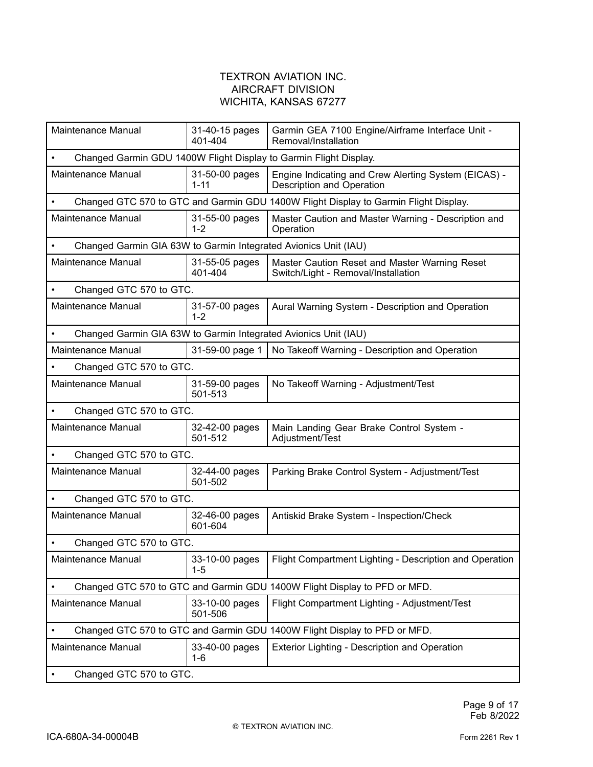TEXTRON AVIATION INC.
AIRCRAFT DIVISION
WICHITA, KANSAS 67277

| | | |
|---|---|---|
| Maintenance Manual | 31-40-15 pages 401-404 | Garmin GEA 7100 Engine/Airframe Interface Unit - Removal/Installation |
| • Changed Garmin GDU 1400W Flight Display to Garmin Flight Display. | | |
| Maintenance Manual | 31-50-00 pages 1-11 | Engine Indicating and Crew Alerting System (EICAS) - Description and Operation |
| • Changed GTC 570 to GTC and Garmin GDU 1400W Flight Display to Garmin Flight Display. | | |
| Maintenance Manual | 31-55-00 pages 1-2 | Master Caution and Master Warning - Description and Operation |
| • Changed Garmin GIA 63W to Garmin Integrated Avionics Unit (IAU) | | |
| Maintenance Manual | 31-55-05 pages 401-404 | Master Caution Reset and Master Warning Reset Switch/Light - Removal/Installation |
| • Changed GTC 570 to GTC. | | |
| Maintenance Manual | 31-57-00 pages 1-2 | Aural Warning System - Description and Operation |
| • Changed Garmin GIA 63W to Garmin Integrated Avionics Unit (IAU) | | |
| Maintenance Manual | 31-59-00 page 1 | No Takeoff Warning - Description and Operation |
| • Changed GTC 570 to GTC. | | |
| Maintenance Manual | 31-59-00 pages 501-513 | No Takeoff Warning - Adjustment/Test |
| • Changed GTC 570 to GTC. | | |
| Maintenance Manual | 32-42-00 pages 501-512 | Main Landing Gear Brake Control System - Adjustment/Test |
| • Changed GTC 570 to GTC. | | |
| Maintenance Manual | 32-44-00 pages 501-502 | Parking Brake Control System - Adjustment/Test |
| • Changed GTC 570 to GTC. | | |
| Maintenance Manual | 32-46-00 pages 601-604 | Antiskid Brake System - Inspection/Check |
| • Changed GTC 570 to GTC. | | |
| Maintenance Manual | 33-10-00 pages 1-5 | Flight Compartment Lighting - Description and Operation |
| • Changed GTC 570 to GTC and Garmin GDU 1400W Flight Display to PFD or MFD. | | |
| Maintenance Manual | 33-10-00 pages 501-506 | Flight Compartment Lighting - Adjustment/Test |
| • Changed GTC 570 to GTC and Garmin GDU 1400W Flight Display to PFD or MFD. | | |
| Maintenance Manual | 33-40-00 pages 1-6 | Exterior Lighting - Description and Operation |
| • Changed GTC 570 to GTC. | | |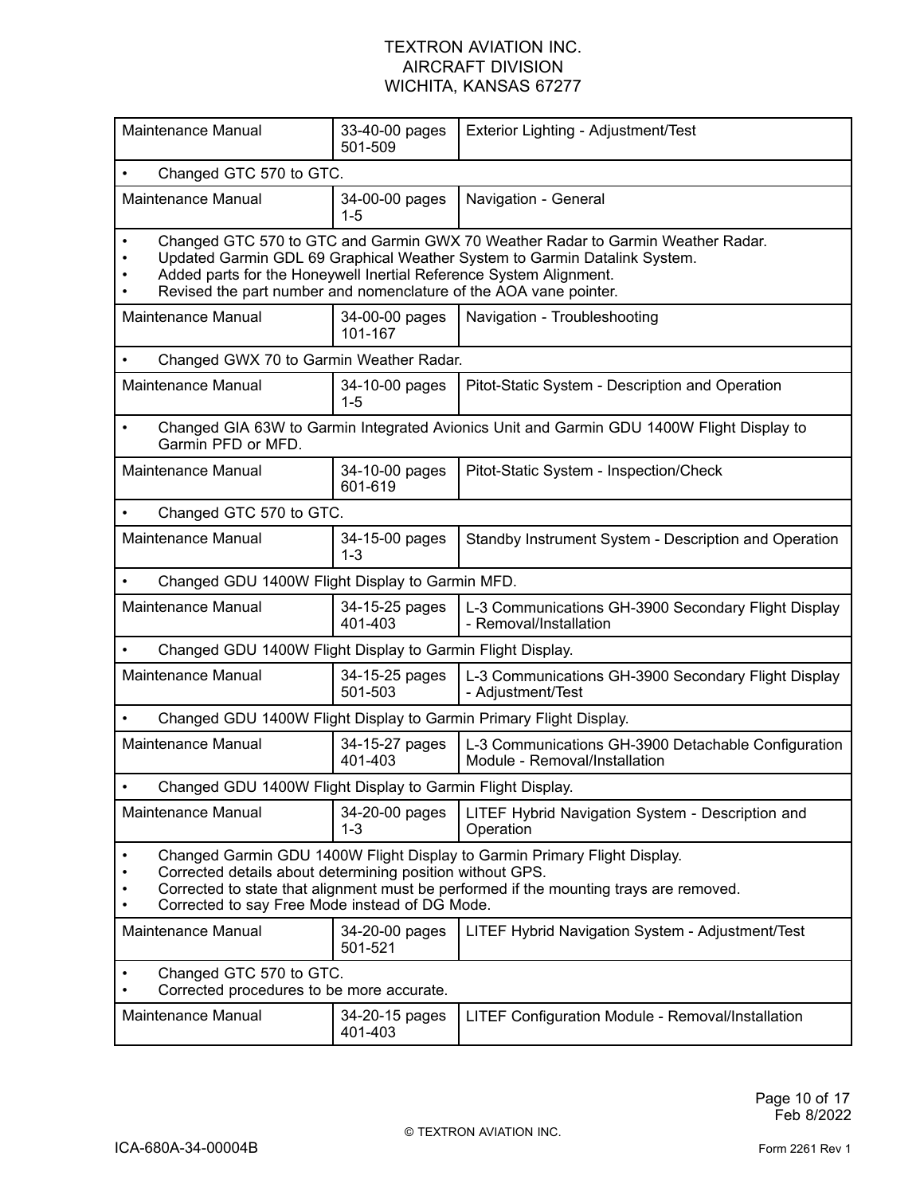| Maintenance Manual | 33-40-00 pages 501-509 | Exterior Lighting - Adjustment/Test |
|---|---|---|
| • Changed GTC 570 to GTC. | | |
| Maintenance Manual | 34-00-00 pages 1-5 | Navigation - General |
| • Changed GTC 570 to GTC and Garmin GWX 70 Weather Radar to Garmin Weather Radar.<br>• Updated Garmin GDL 69 Graphical Weather System to Garmin Datalink System.<br>• Added parts for the Honeywell Inertial Reference System Alignment.<br>• Revised the part number and nomenclature of the AOA vane pointer. | | |
| Maintenance Manual | 34-00-00 pages 101-167 | Navigation - Troubleshooting |
| • Changed GWX 70 to Garmin Weather Radar. | | |
| Maintenance Manual | 34-10-00 pages 1-5 | Pitot-Static System - Description and Operation |
| • Changed GIA 63W to Garmin Integrated Avionics Unit and Garmin GDU 1400W Flight Display to Garmin PFD or MFD. | | |
| Maintenance Manual | 34-10-00 pages 601-619 | Pitot-Static System - Inspection/Check |
| • Changed GTC 570 to GTC. | | |
| Maintenance Manual | 34-15-00 pages 1-3 | Standby Instrument System - Description and Operation |
| • Changed GDU 1400W Flight Display to Garmin MFD. | | |
| Maintenance Manual | 34-15-25 pages 401-403 | L-3 Communications GH-3900 Secondary Flight Display - Removal/Installation |
| • Changed GDU 1400W Flight Display to Garmin Flight Display. | | |
| Maintenance Manual | 34-15-25 pages 501-503 | L-3 Communications GH-3900 Secondary Flight Display - Adjustment/Test |
| • Changed GDU 1400W Flight Display to Garmin Primary Flight Display. | | |
| Maintenance Manual | 34-15-27 pages 401-403 | L-3 Communications GH-3900 Detachable Configuration Module - Removal/Installation |
| • Changed GDU 1400W Flight Display to Garmin Flight Display. | | |
| Maintenance Manual | 34-20-00 pages 1-3 | LITEF Hybrid Navigation System - Description and Operation |
| • Changed Garmin GDU 1400W Flight Display to Garmin Primary Flight Display.<br>• Corrected details about determining position without GPS.<br>• Corrected to state that alignment must be performed if the mounting trays are removed.<br>• Corrected to say Free Mode instead of DG Mode. | | |
| Maintenance Manual | 34-20-00 pages 501-521 | LITEF Hybrid Navigation System - Adjustment/Test |
| • Changed GTC 570 to GTC.<br>• Corrected procedures to be more accurate. | | |
| Maintenance Manual | 34-20-15 pages 401-403 | LITEF Configuration Module - Removal/Installation |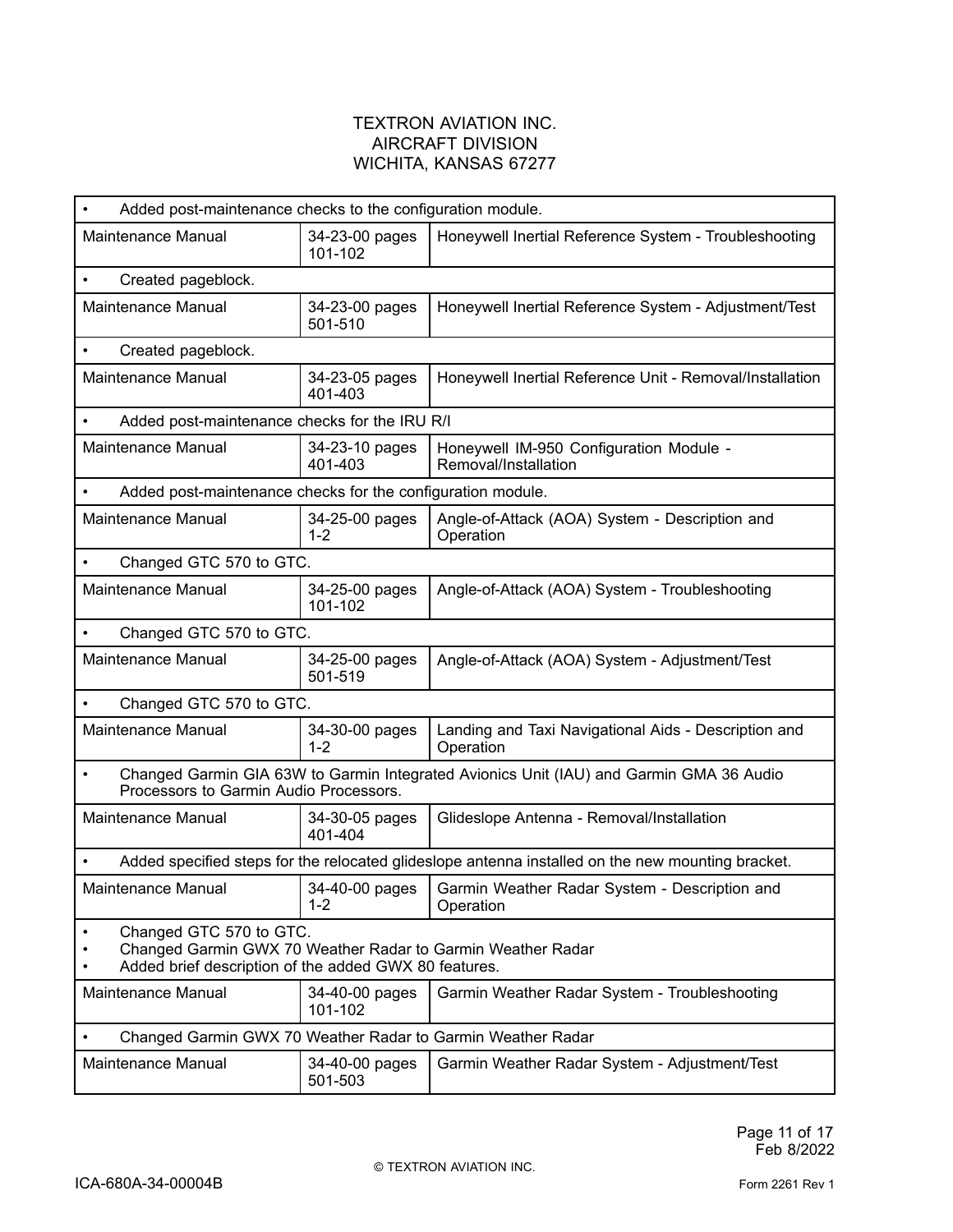| | | |
|---|---|---|
| • Added post-maintenance checks to the configuration module. | | |
| Maintenance Manual | 34-23-00 pages 101-102 | Honeywell Inertial Reference System - Troubleshooting |
| • Created pageblock. | | |
| Maintenance Manual | 34-23-00 pages 501-510 | Honeywell Inertial Reference System - Adjustment/Test |
| • Created pageblock. | | |
| Maintenance Manual | 34-23-05 pages 401-403 | Honeywell Inertial Reference Unit - Removal/Installation |
| • Added post-maintenance checks for the IRU R/I | | |
| Maintenance Manual | 34-23-10 pages 401-403 | Honeywell IM-950 Configuration Module - Removal/Installation |
| • Added post-maintenance checks for the configuration module. | | |
| Maintenance Manual | 34-25-00 pages 1-2 | Angle-of-Attack (AOA) System - Description and Operation |
| • Changed GTC 570 to GTC. | | |
| Maintenance Manual | 34-25-00 pages 101-102 | Angle-of-Attack (AOA) System - Troubleshooting |
| • Changed GTC 570 to GTC. | | |
| Maintenance Manual | 34-25-00 pages 501-519 | Angle-of-Attack (AOA) System - Adjustment/Test |
| • Changed GTC 570 to GTC. | | |
| Maintenance Manual | 34-30-00 pages 1-2 | Landing and Taxi Navigational Aids - Description and Operation |
| • Changed Garmin GIA 63W to Garmin Integrated Avionics Unit (IAU) and Garmin GMA 36 Audio Processors to Garmin Audio Processors. | | |
| Maintenance Manual | 34-30-05 pages 401-404 | Glideslope Antenna - Removal/Installation |
| • Added specified steps for the relocated glideslope antenna installed on the new mounting bracket. | | |
| Maintenance Manual | 34-40-00 pages 1-2 | Garmin Weather Radar System - Description and Operation |
| • Changed GTC 570 to GTC. <br> • Changed Garmin GWX 70 Weather Radar to Garmin Weather Radar <br> • Added brief description of the added GWX 80 features. | | |
| Maintenance Manual | 34-40-00 pages 101-102 | Garmin Weather Radar System - Troubleshooting |
| • Changed Garmin GWX 70 Weather Radar to Garmin Weather Radar | | |
| Maintenance Manual | 34-40-00 pages 501-503 | Garmin Weather Radar System - Adjustment/Test |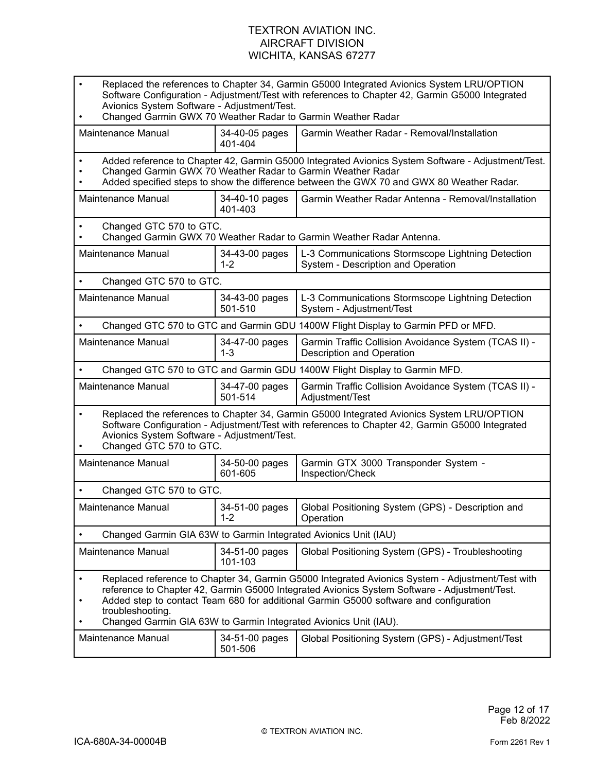| | | |
|---|---|---|
| • Replaced the references to Chapter 34, Garmin G5000 Integrated Avionics System LRU/OPTION Software Configuration - Adjustment/Test with references to Chapter 42, Garmin G5000 Integrated Avionics System Software - Adjustment/Test.<br>• Changed Garmin GWX 70 Weather Radar to Garmin Weather Radar | | |
| Maintenance Manual | 34-40-05 pages 401-404 | Garmin Weather Radar - Removal/Installation |
| • Added reference to Chapter 42, Garmin G5000 Integrated Avionics System Software - Adjustment/Test.<br>• Changed Garmin GWX 70 Weather Radar to Garmin Weather Radar<br>• Added specified steps to show the difference between the GWX 70 and GWX 80 Weather Radar. | | |
| Maintenance Manual | 34-40-10 pages 401-403 | Garmin Weather Radar Antenna - Removal/Installation |
| • Changed GTC 570 to GTC.<br>• Changed Garmin GWX 70 Weather Radar to Garmin Weather Radar Antenna. | | |
| Maintenance Manual | 34-43-00 pages 1-2 | L-3 Communications Stormscope Lightning Detection System - Description and Operation |
| • Changed GTC 570 to GTC. | | |
| Maintenance Manual | 34-43-00 pages 501-510 | L-3 Communications Stormscope Lightning Detection System - Adjustment/Test |
| • Changed GTC 570 to GTC and Garmin GDU 1400W Flight Display to Garmin PFD or MFD. | | |
| Maintenance Manual | 34-47-00 pages 1-3 | Garmin Traffic Collision Avoidance System (TCAS II) - Description and Operation |
| • Changed GTC 570 to GTC and Garmin GDU 1400W Flight Display to Garmin MFD. | | |
| Maintenance Manual | 34-47-00 pages 501-514 | Garmin Traffic Collision Avoidance System (TCAS II) - Adjustment/Test |
| • Replaced the references to Chapter 34, Garmin G5000 Integrated Avionics System LRU/OPTION Software Configuration - Adjustment/Test with references to Chapter 42, Garmin G5000 Integrated Avionics System Software - Adjustment/Test.<br>• Changed GTC 570 to GTC. | | |
| Maintenance Manual | 34-50-00 pages 601-605 | Garmin GTX 3000 Transponder System - Inspection/Check |
| • Changed GTC 570 to GTC. | | |
| Maintenance Manual | 34-51-00 pages 1-2 | Global Positioning System (GPS) - Description and Operation |
| • Changed Garmin GIA 63W to Garmin Integrated Avionics Unit (IAU) | | |
| Maintenance Manual | 34-51-00 pages 101-103 | Global Positioning System (GPS) - Troubleshooting |
| • Replaced reference to Chapter 34, Garmin G5000 Integrated Avionics System - Adjustment/Test with reference to Chapter 42, Garmin G5000 Integrated Avionics System Software - Adjustment/Test.<br>• Added step to contact Team 680 for additional Garmin G5000 software and configuration troubleshooting.<br>• Changed Garmin GIA 63W to Garmin Integrated Avionics Unit (IAU). | | |
| Maintenance Manual | 34-51-00 pages 501-506 | Global Positioning System (GPS) - Adjustment/Test |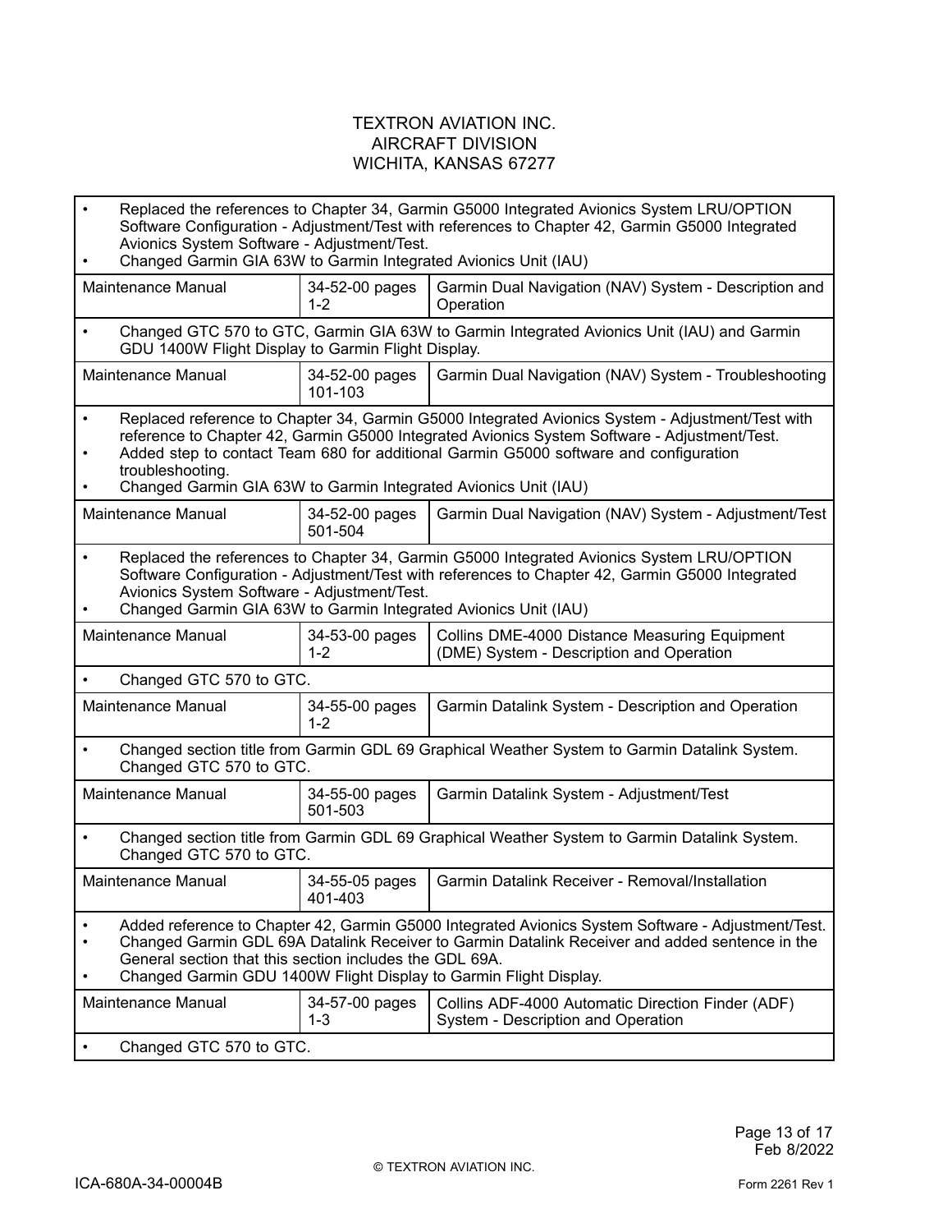TEXTRON AVIATION INC.
AIRCRAFT DIVISION
WICHITA, KANSAS 67277

| | | |
|---|---|---|
| • Replaced the references to Chapter 34, Garmin G5000 Integrated Avionics System LRU/OPTION Software Configuration - Adjustment/Test with references to Chapter 42, Garmin G5000 Integrated Avionics System Software - Adjustment/Test.<br>• Changed Garmin GIA 63W to Garmin Integrated Avionics Unit (IAU) | | |
| Maintenance Manual | 34-52-00 pages 1-2 | Garmin Dual Navigation (NAV) System - Description and Operation |
| • Changed GTC 570 to GTC, Garmin GIA 63W to Garmin Integrated Avionics Unit (IAU) and Garmin GDU 1400W Flight Display to Garmin Flight Display. | | |
| Maintenance Manual | 34-52-00 pages 101-103 | Garmin Dual Navigation (NAV) System - Troubleshooting |
| • Replaced reference to Chapter 34, Garmin G5000 Integrated Avionics System - Adjustment/Test with reference to Chapter 42, Garmin G5000 Integrated Avionics System Software - Adjustment/Test.<br>• Added step to contact Team 680 for additional Garmin G5000 software and configuration troubleshooting.<br>• Changed Garmin GIA 63W to Garmin Integrated Avionics Unit (IAU) | | |
| Maintenance Manual | 34-52-00 pages 501-504 | Garmin Dual Navigation (NAV) System - Adjustment/Test |
| • Replaced the references to Chapter 34, Garmin G5000 Integrated Avionics System LRU/OPTION Software Configuration - Adjustment/Test with references to Chapter 42, Garmin G5000 Integrated Avionics System Software - Adjustment/Test.<br>• Changed Garmin GIA 63W to Garmin Integrated Avionics Unit (IAU) | | |
| Maintenance Manual | 34-53-00 pages 1-2 | Collins DME-4000 Distance Measuring Equipment (DME) System - Description and Operation |
| • Changed GTC 570 to GTC. | | |
| Maintenance Manual | 34-55-00 pages 1-2 | Garmin Datalink System - Description and Operation |
| • Changed section title from Garmin GDL 69 Graphical Weather System to Garmin Datalink System. Changed GTC 570 to GTC. | | |
| Maintenance Manual | 34-55-00 pages 501-503 | Garmin Datalink System - Adjustment/Test |
| • Changed section title from Garmin GDL 69 Graphical Weather System to Garmin Datalink System. Changed GTC 570 to GTC. | | |
| Maintenance Manual | 34-55-05 pages 401-403 | Garmin Datalink Receiver - Removal/Installation |
| • Added reference to Chapter 42, Garmin G5000 Integrated Avionics System Software - Adjustment/Test.<br>• Changed Garmin GDL 69A Datalink Receiver to Garmin Datalink Receiver and added sentence in the General section that this section includes the GDL 69A.<br>• Changed Garmin GDU 1400W Flight Display to Garmin Flight Display. | | |
| Maintenance Manual | 34-57-00 pages 1-3 | Collins ADF-4000 Automatic Direction Finder (ADF) System - Description and Operation |
| • Changed GTC 570 to GTC. | | |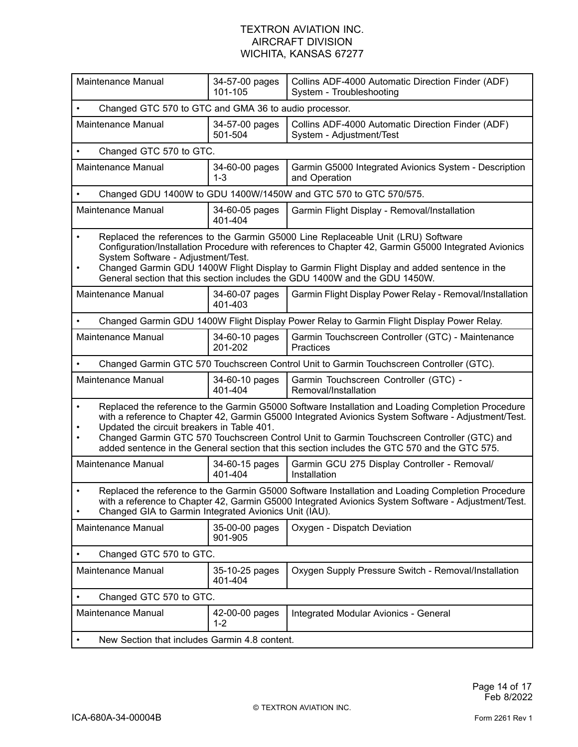| Maintenance Manual | 34-57-00 pages 101-105 | Collins ADF-4000 Automatic Direction Finder (ADF) System - Troubleshooting |
|---|---|---|
| • Changed GTC 570 to GTC and GMA 36 to audio processor. | | |
| Maintenance Manual | 34-57-00 pages 501-504 | Collins ADF-4000 Automatic Direction Finder (ADF) System - Adjustment/Test |
| • Changed GTC 570 to GTC. | | |
| Maintenance Manual | 34-60-00 pages 1-3 | Garmin G5000 Integrated Avionics System - Description and Operation |
| • Changed GDU 1400W to GDU 1400W/1450W and GTC 570 to GTC 570/575. | | |
| Maintenance Manual | 34-60-05 pages 401-404 | Garmin Flight Display - Removal/Installation |
| • Replaced the references to the Garmin G5000 Line Replaceable Unit (LRU) Software Configuration/Installation Procedure with references to Chapter 42, Garmin G5000 Integrated Avionics System Software - Adjustment/Test. • Changed Garmin GDU 1400W Flight Display to Garmin Flight Display and added sentence in the General section that this section includes the GDU 1400W and the GDU 1450W. | | |
| Maintenance Manual | 34-60-07 pages 401-403 | Garmin Flight Display Power Relay - Removal/Installation |
| • Changed Garmin GDU 1400W Flight Display Power Relay to Garmin Flight Display Power Relay. | | |
| Maintenance Manual | 34-60-10 pages 201-202 | Garmin Touchscreen Controller (GTC) - Maintenance Practices |
| • Changed Garmin GTC 570 Touchscreen Control Unit to Garmin Touchscreen Controller (GTC). | | |
| Maintenance Manual | 34-60-10 pages 401-404 | Garmin Touchscreen Controller (GTC) - Removal/Installation |
| • Replaced the reference to the Garmin G5000 Software Installation and Loading Completion Procedure with a reference to Chapter 42, Garmin G5000 Integrated Avionics System Software - Adjustment/Test. • Updated the circuit breakers in Table 401. • Changed Garmin GTC 570 Touchscreen Control Unit to Garmin Touchscreen Controller (GTC) and added sentence in the General section that this section includes the GTC 570 and the GTC 575. | | |
| Maintenance Manual | 34-60-15 pages 401-404 | Garmin GCU 275 Display Controller - Removal/ Installation |
| • Replaced the reference to the Garmin G5000 Software Installation and Loading Completion Procedure with a reference to Chapter 42, Garmin G5000 Integrated Avionics System Software - Adjustment/Test. • Changed GIA to Garmin Integrated Avionics Unit (IAU). | | |
| Maintenance Manual | 35-00-00 pages 901-905 | Oxygen - Dispatch Deviation |
| • Changed GTC 570 to GTC. | | |
| Maintenance Manual | 35-10-25 pages 401-404 | Oxygen Supply Pressure Switch - Removal/Installation |
| • Changed GTC 570 to GTC. | | |
| Maintenance Manual | 42-00-00 pages 1-2 | Integrated Modular Avionics - General |
| • New Section that includes Garmin 4.8 content. | | |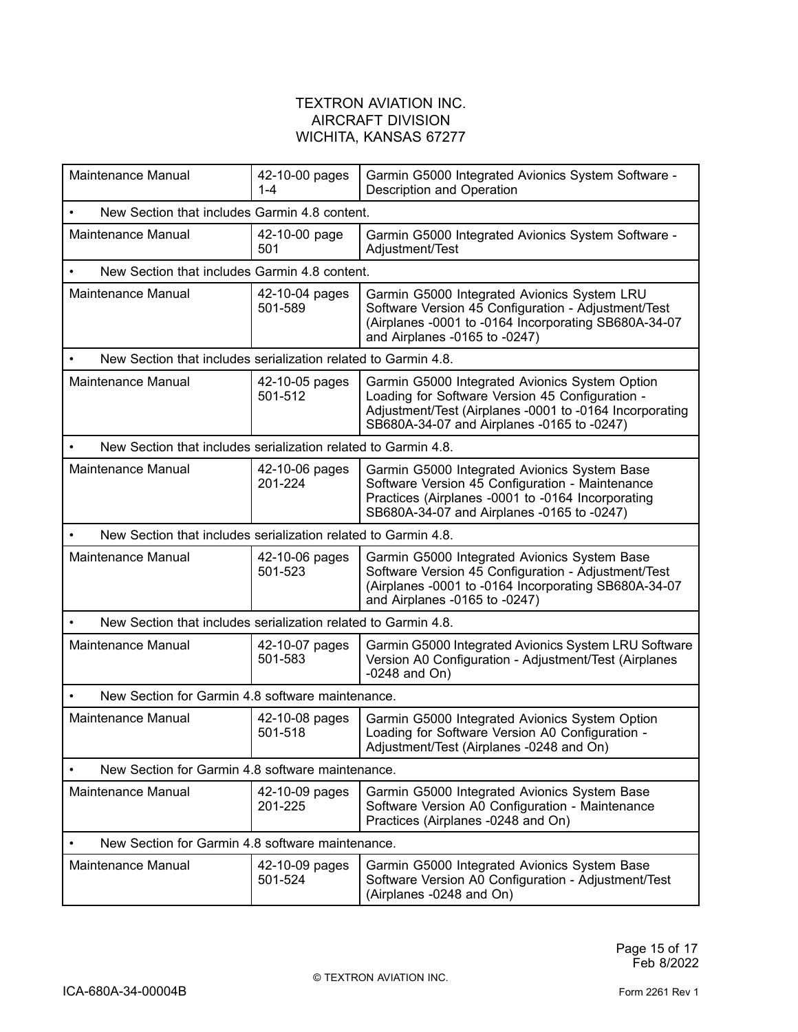TEXTRON AVIATION INC.
AIRCRAFT DIVISION
WICHITA, KANSAS 67277

| | | |
|---|---|---|
| Maintenance Manual | 42-10-00 pages 1-4 | Garmin G5000 Integrated Avionics System Software - Description and Operation |
| • New Section that includes Garmin 4.8 content. | | |
| Maintenance Manual | 42-10-00 page 501 | Garmin G5000 Integrated Avionics System Software - Adjustment/Test |
| • New Section that includes Garmin 4.8 content. | | |
| Maintenance Manual | 42-10-04 pages 501-589 | Garmin G5000 Integrated Avionics System LRU Software Version 45 Configuration - Adjustment/Test (Airplanes -0001 to -0164 Incorporating SB680A-34-07 and Airplanes -0165 to -0247) |
| • New Section that includes serialization related to Garmin 4.8. | | |
| Maintenance Manual | 42-10-05 pages 501-512 | Garmin G5000 Integrated Avionics System Option Loading for Software Version 45 Configuration - Adjustment/Test (Airplanes -0001 to -0164 Incorporating SB680A-34-07 and Airplanes -0165 to -0247) |
| • New Section that includes serialization related to Garmin 4.8. | | |
| Maintenance Manual | 42-10-06 pages 201-224 | Garmin G5000 Integrated Avionics System Base Software Version 45 Configuration - Maintenance Practices (Airplanes -0001 to -0164 Incorporating SB680A-34-07 and Airplanes -0165 to -0247) |
| • New Section that includes serialization related to Garmin 4.8. | | |
| Maintenance Manual | 42-10-06 pages 501-523 | Garmin G5000 Integrated Avionics System Base Software Version 45 Configuration - Adjustment/Test (Airplanes -0001 to -0164 Incorporating SB680A-34-07 and Airplanes -0165 to -0247) |
| • New Section that includes serialization related to Garmin 4.8. | | |
| Maintenance Manual | 42-10-07 pages 501-583 | Garmin G5000 Integrated Avionics System LRU Software Version A0 Configuration - Adjustment/Test (Airplanes -0248 and On) |
| • New Section for Garmin 4.8 software maintenance. | | |
| Maintenance Manual | 42-10-08 pages 501-518 | Garmin G5000 Integrated Avionics System Option Loading for Software Version A0 Configuration - Adjustment/Test (Airplanes -0248 and On) |
| • New Section for Garmin 4.8 software maintenance. | | |
| Maintenance Manual | 42-10-09 pages 201-225 | Garmin G5000 Integrated Avionics System Base Software Version A0 Configuration - Maintenance Practices (Airplanes -0248 and On) |
| • New Section for Garmin 4.8 software maintenance. | | |
| Maintenance Manual | 42-10-09 pages 501-524 | Garmin G5000 Integrated Avionics System Base Software Version A0 Configuration - Adjustment/Test (Airplanes -0248 and On) |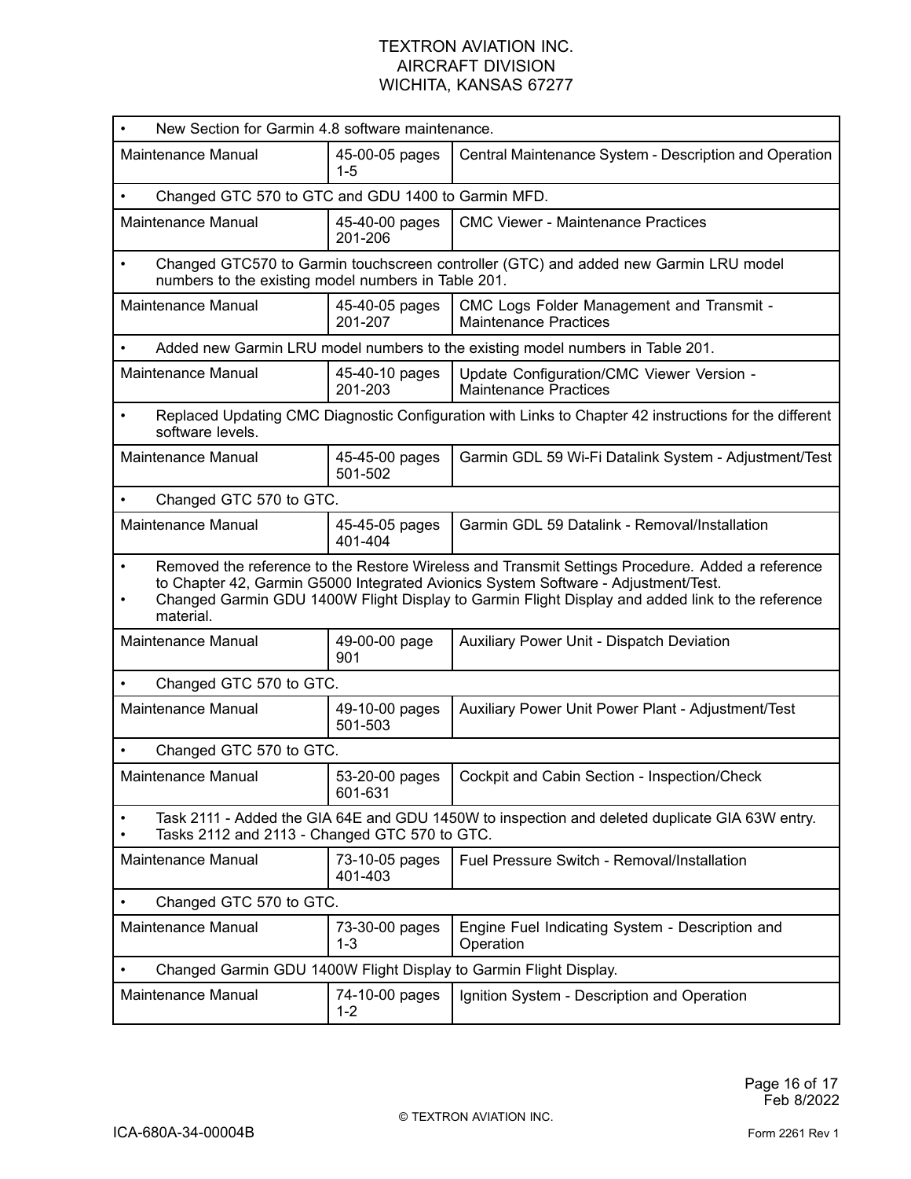| | | |
|---|---|---|
| • New Section for Garmin 4.8 software maintenance. | | |
| Maintenance Manual | 45-00-05 pages 1-5 | Central Maintenance System - Description and Operation |
| • Changed GTC 570 to GTC and GDU 1400 to Garmin MFD. | | |
| Maintenance Manual | 45-40-00 pages 201-206 | CMC Viewer - Maintenance Practices |
| • Changed GTC570 to Garmin touchscreen controller (GTC) and added new Garmin LRU model numbers to the existing model numbers in Table 201. | | |
| Maintenance Manual | 45-40-05 pages 201-207 | CMC Logs Folder Management and Transmit - Maintenance Practices |
| • Added new Garmin LRU model numbers to the existing model numbers in Table 201. | | |
| Maintenance Manual | 45-40-10 pages 201-203 | Update Configuration/CMC Viewer Version - Maintenance Practices |
| • Replaced Updating CMC Diagnostic Configuration with Links to Chapter 42 instructions for the different software levels. | | |
| Maintenance Manual | 45-45-00 pages 501-502 | Garmin GDL 59 Wi-Fi Datalink System - Adjustment/Test |
| • Changed GTC 570 to GTC. | | |
| Maintenance Manual | 45-45-05 pages 401-404 | Garmin GDL 59 Datalink - Removal/Installation |
| • Removed the reference to the Restore Wireless and Transmit Settings Procedure. Added a reference to Chapter 42, Garmin G5000 Integrated Avionics System Software - Adjustment/Test.<br>• Changed Garmin GDU 1400W Flight Display to Garmin Flight Display and added link to the reference material. | | |
| Maintenance Manual | 49-00-00 page 901 | Auxiliary Power Unit - Dispatch Deviation |
| • Changed GTC 570 to GTC. | | |
| Maintenance Manual | 49-10-00 pages 501-503 | Auxiliary Power Unit Power Plant - Adjustment/Test |
| • Changed GTC 570 to GTC. | | |
| Maintenance Manual | 53-20-00 pages 601-631 | Cockpit and Cabin Section - Inspection/Check |
| • Task 2111 - Added the GIA 64E and GDU 1450W to inspection and deleted duplicate GIA 63W entry.<br>• Tasks 2112 and 2113 - Changed GTC 570 to GTC. | | |
| Maintenance Manual | 73-10-05 pages 401-403 | Fuel Pressure Switch - Removal/Installation |
| • Changed GTC 570 to GTC. | | |
| Maintenance Manual | 73-30-00 pages 1-3 | Engine Fuel Indicating System - Description and Operation |
| • Changed Garmin GDU 1400W Flight Display to Garmin Flight Display. | | |
| Maintenance Manual | 74-10-00 pages 1-2 | Ignition System - Description and Operation |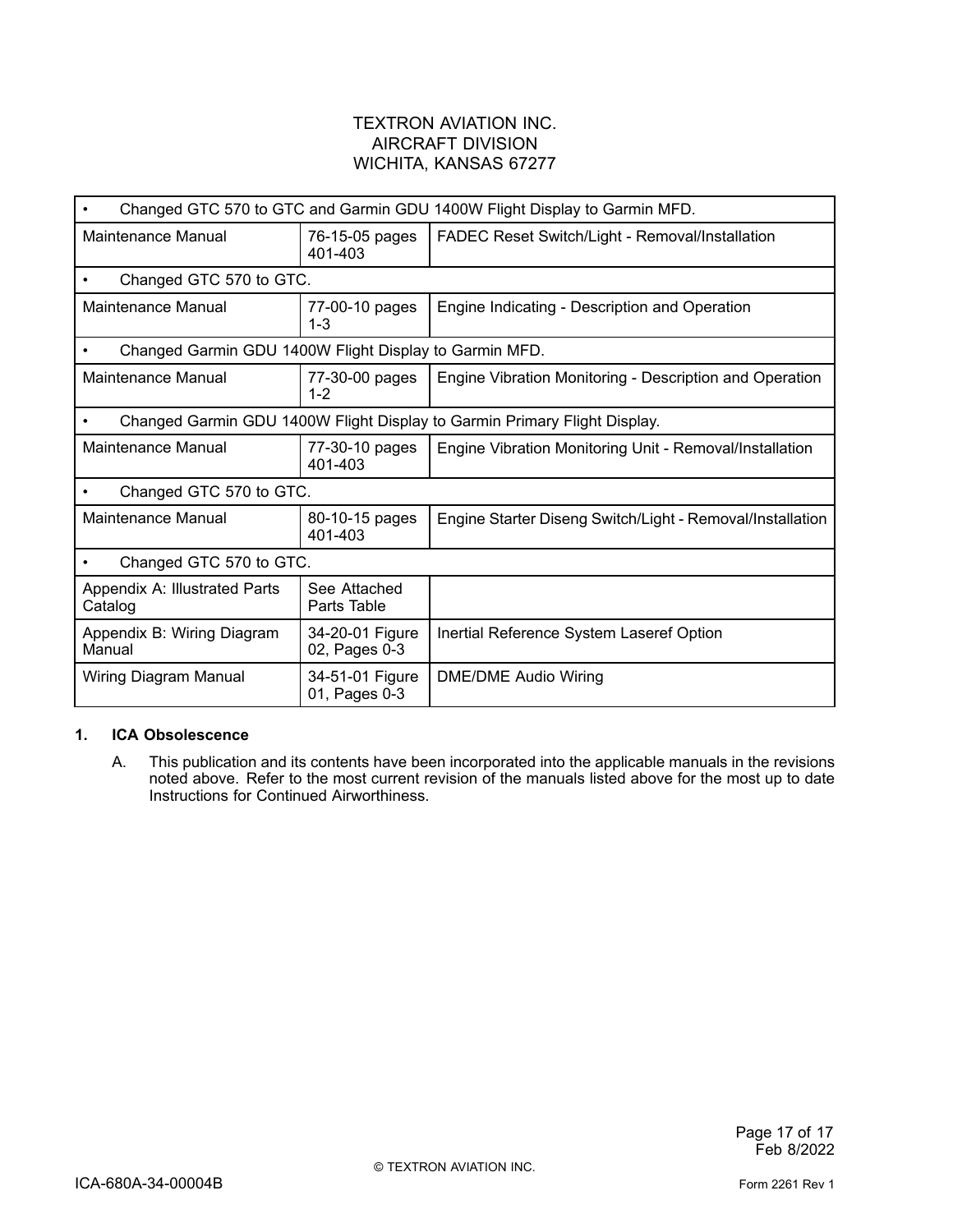TEXTRON AVIATION INC.
AIRCRAFT DIVISION
WICHITA, KANSAS 67277

| | | |
|---|---|---|
| • Changed GTC 570 to GTC and Garmin GDU 1400W Flight Display to Garmin MFD. | | |
| Maintenance Manual | 76-15-05 pages 401-403 | FADEC Reset Switch/Light - Removal/Installation |
| • Changed GTC 570 to GTC. | | |
| Maintenance Manual | 77-00-10 pages 1-3 | Engine Indicating - Description and Operation |
| • Changed Garmin GDU 1400W Flight Display to Garmin MFD. | | |
| Maintenance Manual | 77-30-00 pages 1-2 | Engine Vibration Monitoring - Description and Operation |
| • Changed Garmin GDU 1400W Flight Display to Garmin Primary Flight Display. | | |
| Maintenance Manual | 77-30-10 pages 401-403 | Engine Vibration Monitoring Unit - Removal/Installation |
| • Changed GTC 570 to GTC. | | |
| Maintenance Manual | 80-10-15 pages 401-403 | Engine Starter Diseng Switch/Light - Removal/Installation |
| • Changed GTC 570 to GTC. | | |
| Appendix A: Illustrated Parts Catalog | See Attached Parts Table | |
| Appendix B: Wiring Diagram Manual | 34-20-01 Figure 02, Pages 0-3 | Inertial Reference System Laseref Option |
| Wiring Diagram Manual | 34-51-01 Figure 01, Pages 0-3 | DME/DME Audio Wiring |

**1. ICA Obsolescence**

A. This publication and its contents have been incorporated into the applicable manuals in the revisions noted above. Refer to the most current revision of the manuals listed above for the most up to date Instructions for Continued Airworthiness.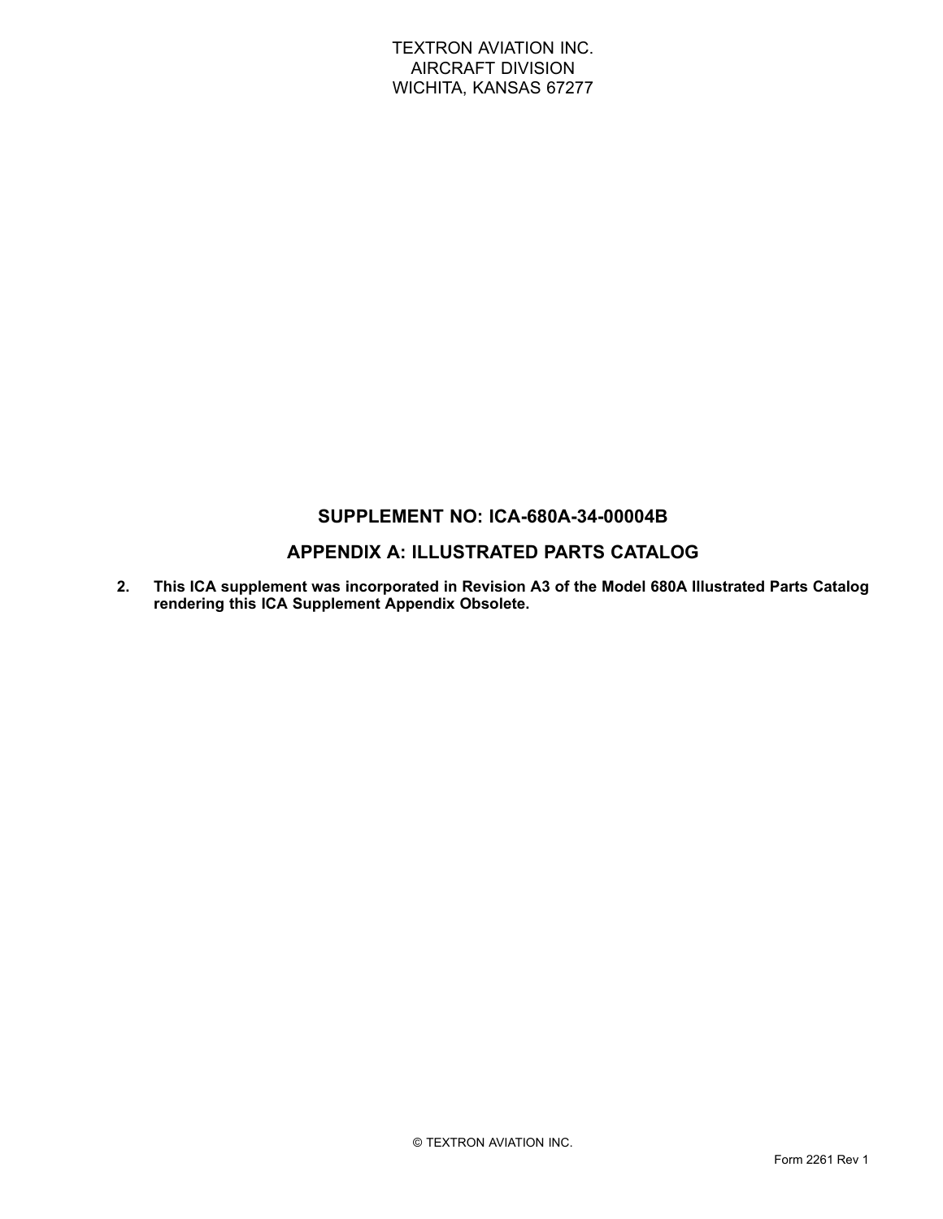TEXTRON AVIATION INC.
AIRCRAFT DIVISION
WICHITA, KANSAS 67277

## SUPPLEMENT NO: ICA-680A-34-00004B

## APPENDIX A: ILLUSTRATED PARTS CATALOG

2. **This ICA supplement was incorporated in Revision A3 of the Model 680A Illustrated Parts Catalog rendering this ICA Supplement Appendix Obsolete.**

© TEXTRON AVIATION INC.

Form 2261 Rev 1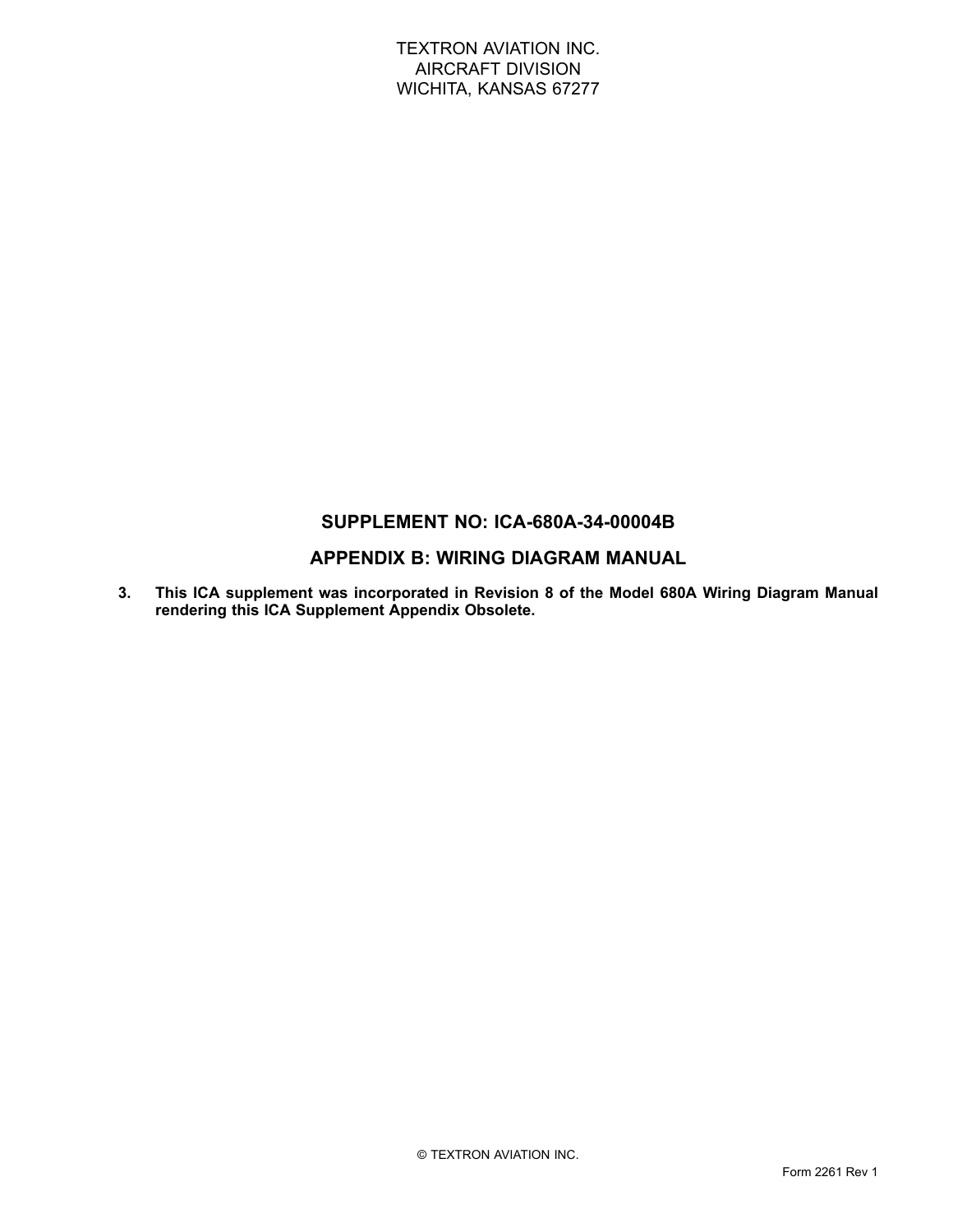TEXTRON AVIATION INC.
AIRCRAFT DIVISION
WICHITA, KANSAS 67277

## SUPPLEMENT NO: ICA-680A-34-00004B

## APPENDIX B: WIRING DIAGRAM MANUAL

**3. This ICA supplement was incorporated in Revision 8 of the Model 680A Wiring Diagram Manual rendering this ICA Supplement Appendix Obsolete.**

© TEXTRON AVIATION INC.

Form 2261 Rev 1